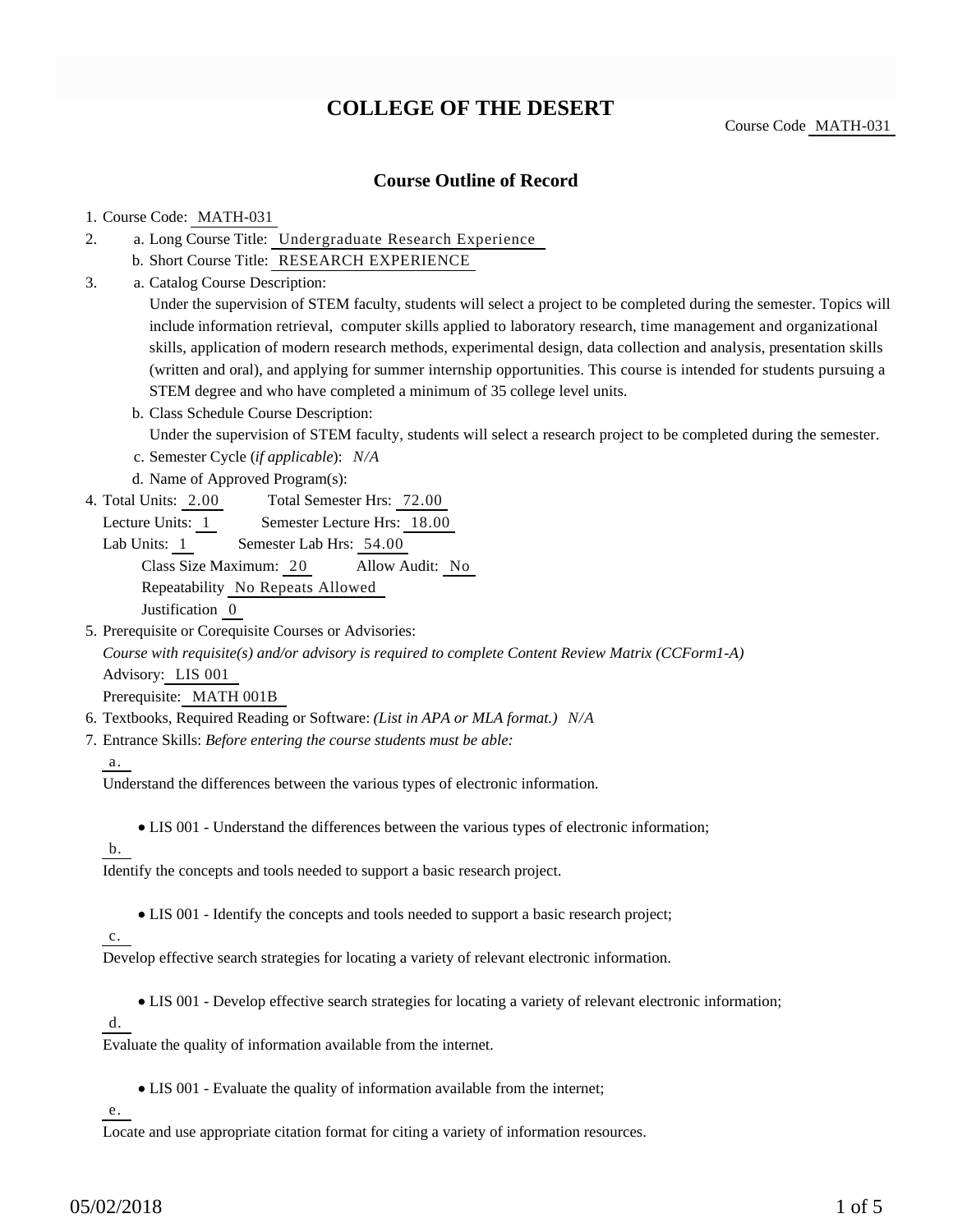# COLLEGE OF THE DESERT

Course Code MATH-031

## Course Outline of Record

1. Course Code: MATH-031
2. a. Long Course Title: Undergraduate Research Experience
   b. Short Course Title: RESEARCH EXPERIENCE
3. a. Catalog Course Description:
   Under the supervision of STEM faculty, students will select a project to be completed during the semester. Topics will include information retrieval, computer skills applied to laboratory research, time management and organizational skills, application of modern research methods, experimental design, data collection and analysis, presentation skills (written and oral), and applying for summer internship opportunities. This course is intended for students pursuing a STEM degree and who have completed a minimum of 35 college level units.
   b. Class Schedule Course Description:
   Under the supervision of STEM faculty, students will select a research project to be completed during the semester.
   c. Semester Cycle (*if applicable*): *N/A*
   d. Name of Approved Program(s):
4. Total Units: 2.00 Total Semester Hrs: 72.00
   Lecture Units: 1 Semester Lecture Hrs: 18.00
   Lab Units: 1 Semester Lab Hrs: 54.00
   Class Size Maximum: 20 Allow Audit: No
   Repeatability No Repeats Allowed
   Justification 0
5. Prerequisite or Corequisite Courses or Advisories:
   *Course with requisite(s) and/or advisory is required to complete Content Review Matrix (CCForm1-A)*
   Advisory: LIS 001
   Prerequisite: MATH 001B
6. Textbooks, Required Reading or Software: *(List in APA or MLA format.) N/A*
7. Entrance Skills: *Before entering the course students must be able:*

   a.
   Understand the differences between the various types of electronic information.

   - LIS 001 - Understand the differences between the various types of electronic information;

   b.
   Identify the concepts and tools needed to support a basic research project.

   - LIS 001 - Identify the concepts and tools needed to support a basic research project;

   c.
   Develop effective search strategies for locating a variety of relevant electronic information.

   - LIS 001 - Develop effective search strategies for locating a variety of relevant electronic information;

   d.
   Evaluate the quality of information available from the internet.

   - LIS 001 - Evaluate the quality of information available from the internet;

   e.
   Locate and use appropriate citation format for citing a variety of information resources.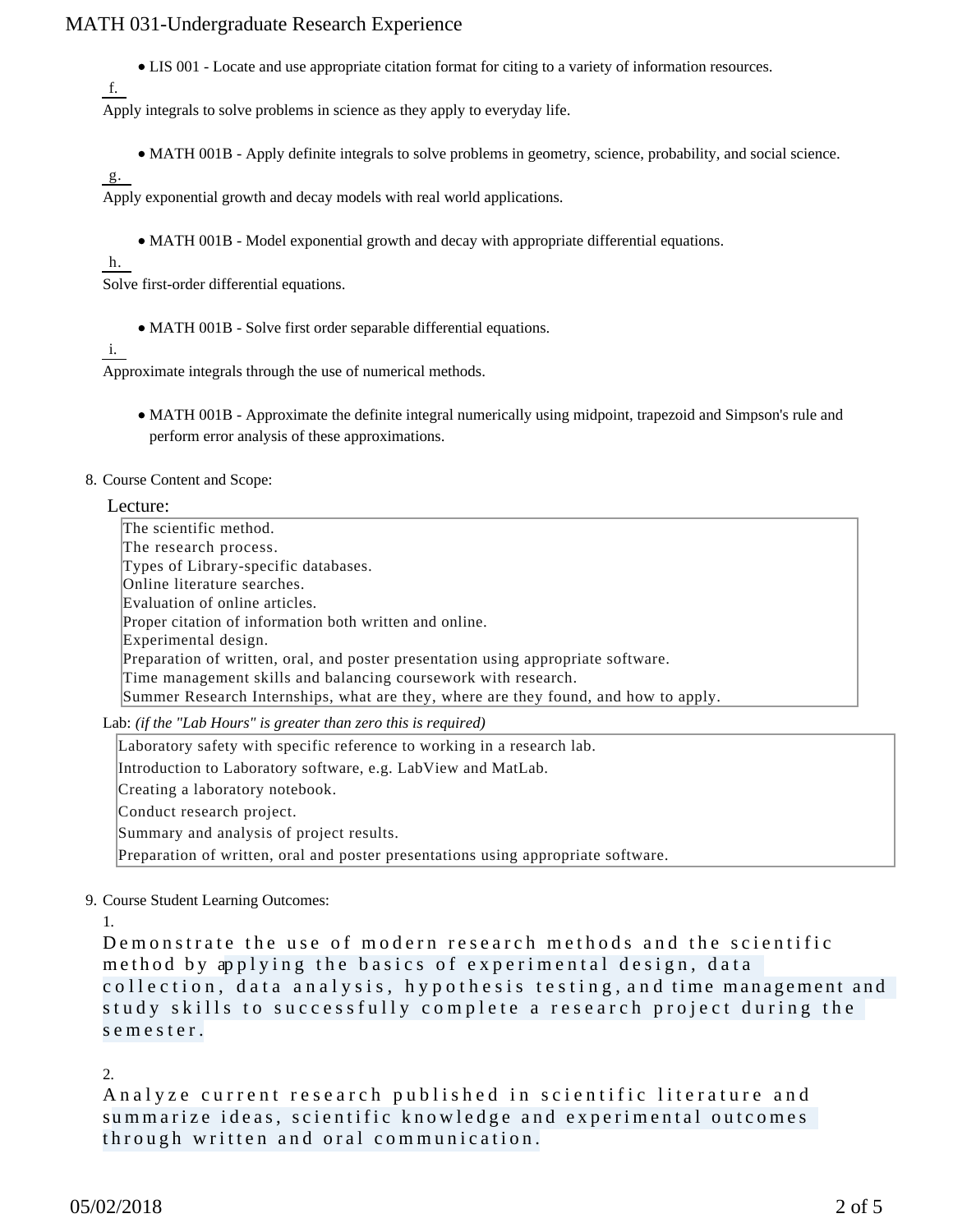- LIS 001 - Locate and use appropriate citation format for citing to a variety of information resources.

f.

Apply integrals to solve problems in science as they apply to everyday life.

- MATH 001B - Apply definite integrals to solve problems in geometry, science, probability, and social science.

g.

Apply exponential growth and decay models with real world applications.

- MATH 001B - Model exponential growth and decay with appropriate differential equations.

h.

Solve first-order differential equations.

- MATH 001B - Solve first order separable differential equations.

i.

Approximate integrals through the use of numerical methods.

- MATH 001B - Approximate the definite integral numerically using midpoint, trapezoid and Simpson's rule and perform error analysis of these approximations.

8. Course Content and Scope:

Lecture:

The scientific method.
The research process.
Types of Library-specific databases.
Online literature searches.
Evaluation of online articles.
Proper citation of information both written and online.
Experimental design.
Preparation of written, oral, and poster presentation using appropriate software.
Time management skills and balancing coursework with research.
Summer Research Internships, what are they, where are they found, and how to apply.

Lab: *(if the "Lab Hours" is greater than zero this is required)*

Laboratory safety with specific reference to working in a research lab.
Introduction to Laboratory software, e.g. LabView and MatLab.
Creating a laboratory notebook.
Conduct research project.
Summary and analysis of project results.
Preparation of written, oral and poster presentations using appropriate software.

9. Course Student Learning Outcomes:

1.

Demonstrate the use of modern research methods and the scientific method by applying the basics of experimental design, data collection, data analysis, hypothesis testing, and time management and study skills to successfully complete a research project during the semester.

2.

Analyze current research published in scientific literature and summarize ideas, scientific knowledge and experimental outcomes through written and oral communication.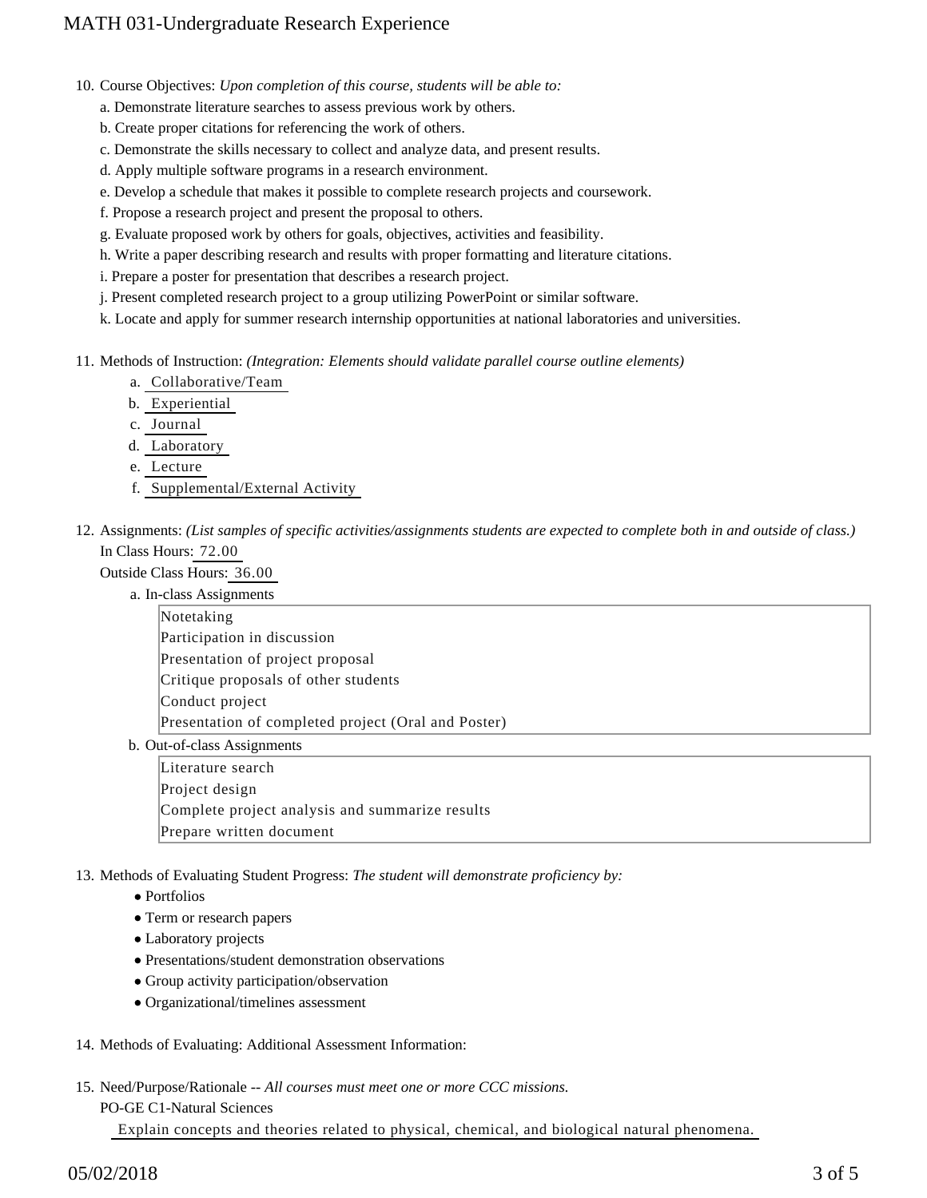10. Course Objectives: *Upon completion of this course, students will be able to:*
    a. Demonstrate literature searches to assess previous work by others.
    b. Create proper citations for referencing the work of others.
    c. Demonstrate the skills necessary to collect and analyze data, and present results.
    d. Apply multiple software programs in a research environment.
    e. Develop a schedule that makes it possible to complete research projects and coursework.
    f. Propose a research project and present the proposal to others.
    g. Evaluate proposed work by others for goals, objectives, activities and feasibility.
    h. Write a paper describing research and results with proper formatting and literature citations.
    i. Prepare a poster for presentation that describes a research project.
    j. Present completed research project to a group utilizing PowerPoint or similar software.
    k. Locate and apply for summer research internship opportunities at national laboratories and universities.

11. Methods of Instruction: *(Integration: Elements should validate parallel course outline elements)*
    a. Collaborative/Team
    b. Experiential
    c. Journal
    d. Laboratory
    e. Lecture
    f. Supplemental/External Activity

12. Assignments: *(List samples of specific activities/assignments students are expected to complete both in and outside of class.)*
    In Class Hours: 72.00
    Outside Class Hours: 36.00
    a. In-class Assignments

    Notetaking
    Participation in discussion
    Presentation of project proposal
    Critique proposals of other students
    Conduct project
    Presentation of completed project (Oral and Poster)

    b. Out-of-class Assignments

    Literature search
    Project design
    Complete project analysis and summarize results
    Prepare written document

13. Methods of Evaluating Student Progress: *The student will demonstrate proficiency by:*
    - Portfolios
    - Term or research papers
    - Laboratory projects
    - Presentations/student demonstration observations
    - Group activity participation/observation
    - Organizational/timelines assessment

14. Methods of Evaluating: Additional Assessment Information:

15. Need/Purpose/Rationale -- *All courses must meet one or more CCC missions.*
    PO-GE C1-Natural Sciences
    Explain concepts and theories related to physical, chemical, and biological natural phenomena.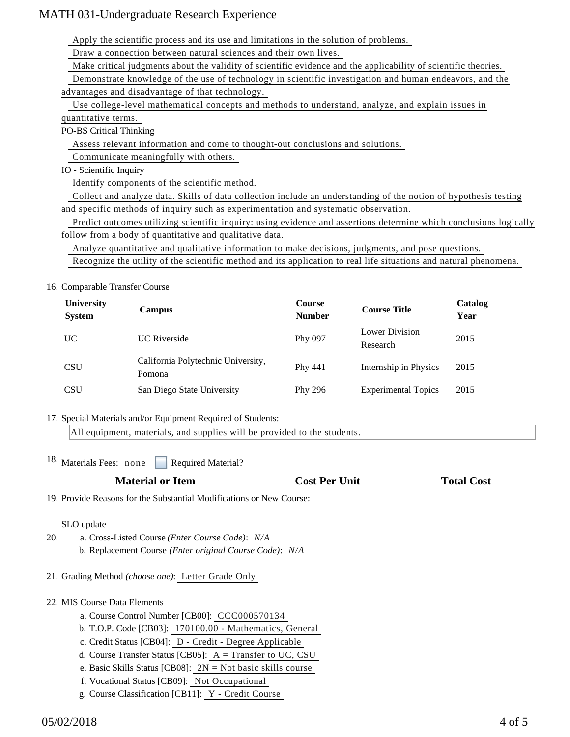Apply the scientific process and its use and limitations in the solution of problems.

Draw a connection between natural sciences and their own lives.

Make critical judgments about the validity of scientific evidence and the applicability of scientific theories.

Demonstrate knowledge of the use of technology in scientific investigation and human endeavors, and the advantages and disadvantage of that technology.

Use college-level mathematical concepts and methods to understand, analyze, and explain issues in quantitative terms.

PO-BS Critical Thinking

Assess relevant information and come to thought-out conclusions and solutions.

Communicate meaningfully with others.

IO - Scientific Inquiry

Identify components of the scientific method.

Collect and analyze data. Skills of data collection include an understanding of the notion of hypothesis testing and specific methods of inquiry such as experimentation and systematic observation.

Predict outcomes utilizing scientific inquiry: using evidence and assertions determine which conclusions logically follow from a body of quantitative and qualitative data.

Analyze quantitative and qualitative information to make decisions, judgments, and pose questions.

Recognize the utility of the scientific method and its application to real life situations and natural phenomena.

16. Comparable Transfer Course

| University System | Campus | Course Number | Course Title | Catalog Year |
|---|---|---|---|---|
| UC | UC Riverside | Phy 097 | Lower Division Research | 2015 |
| CSU | California Polytechnic University, Pomona | Phy 441 | Internship in Physics | 2015 |
| CSU | San Diego State University | Phy 296 | Experimental Topics | 2015 |

17. Special Materials and/or Equipment Required of Students:

All equipment, materials, and supplies will be provided to the students.

18. Materials Fees: none ☐ Required Material?

| Material or Item | Cost Per Unit | Total Cost |
|---|---|---|

19. Provide Reasons for the Substantial Modifications or New Course:

SLO update

20. a. Cross-Listed Course *(Enter Course Code)*: *N/A*
    b. Replacement Course *(Enter original Course Code)*: *N/A*

21. Grading Method *(choose one)*: Letter Grade Only

22. MIS Course Data Elements
    a. Course Control Number [CB00]: CCC000570134
    b. T.O.P. Code [CB03]: 170100.00 - Mathematics, General
    c. Credit Status [CB04]: D - Credit - Degree Applicable
    d. Course Transfer Status [CB05]: A = Transfer to UC, CSU
    e. Basic Skills Status [CB08]: 2N = Not basic skills course
    f. Vocational Status [CB09]: Not Occupational
    g. Course Classification [CB11]: Y - Credit Course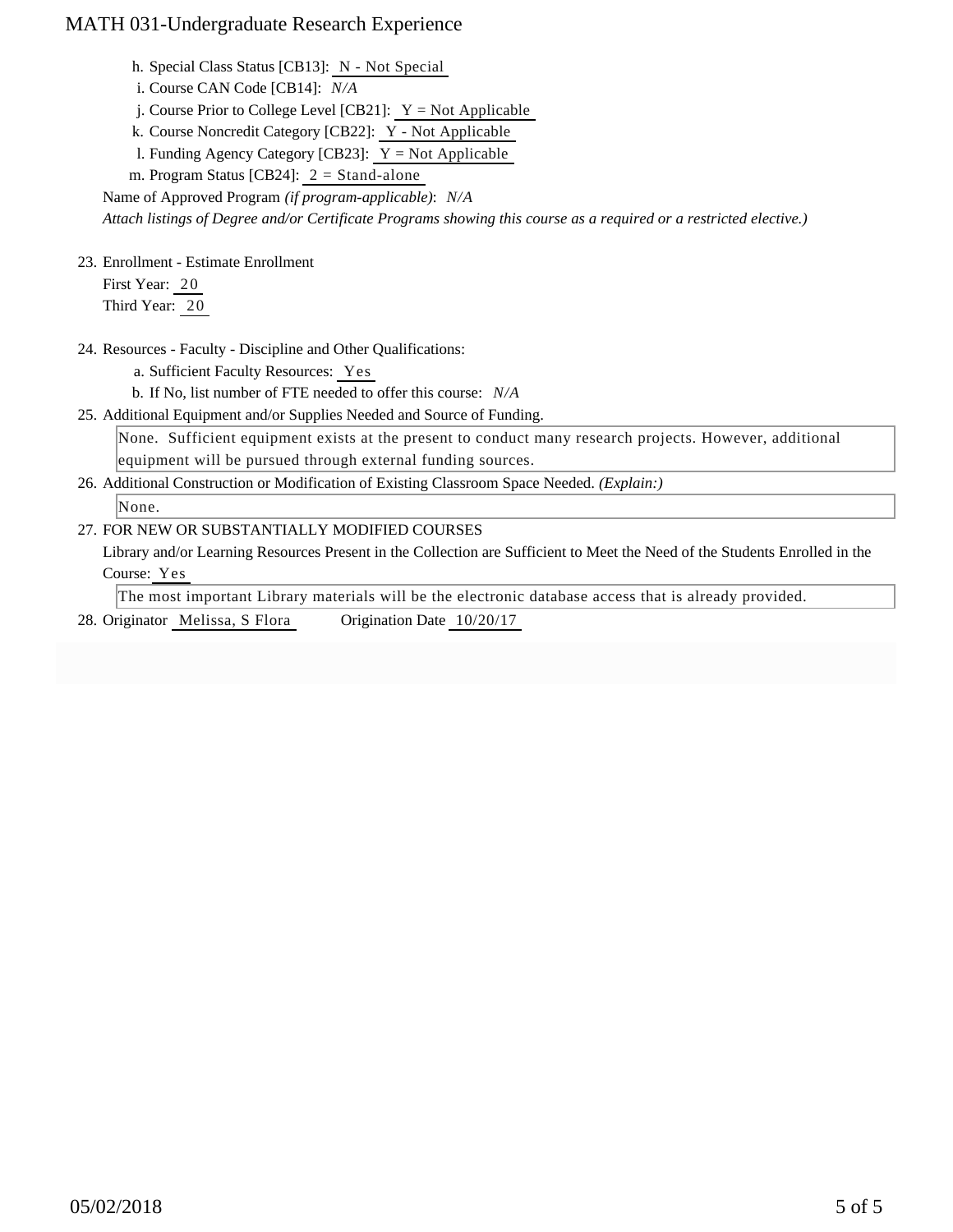h. Special Class Status [CB13]: N - Not Special
i. Course CAN Code [CB14]: *N/A*
j. Course Prior to College Level [CB21]: Y = Not Applicable
k. Course Noncredit Category [CB22]: Y - Not Applicable
l. Funding Agency Category [CB23]: Y = Not Applicable
m. Program Status [CB24]: 2 = Stand-alone

Name of Approved Program *(if program-applicable)*: *N/A*

*Attach listings of Degree and/or Certificate Programs showing this course as a required or a restricted elective.)*

23. Enrollment - Estimate Enrollment
    First Year: 20
    Third Year: 20

24. Resources - Faculty - Discipline and Other Qualifications:
    a. Sufficient Faculty Resources: Yes
    b. If No, list number of FTE needed to offer this course: *N/A*

25. Additional Equipment and/or Supplies Needed and Source of Funding.
    None. Sufficient equipment exists at the present to conduct many research projects. However, additional equipment will be pursued through external funding sources.

26. Additional Construction or Modification of Existing Classroom Space Needed. *(Explain:)*
    None.

27. FOR NEW OR SUBSTANTIALLY MODIFIED COURSES
    Library and/or Learning Resources Present in the Collection are Sufficient to Meet the Need of the Students Enrolled in the Course: Yes
    The most important Library materials will be the electronic database access that is already provided.

28. Originator Melissa, S Flora    Origination Date 10/20/17